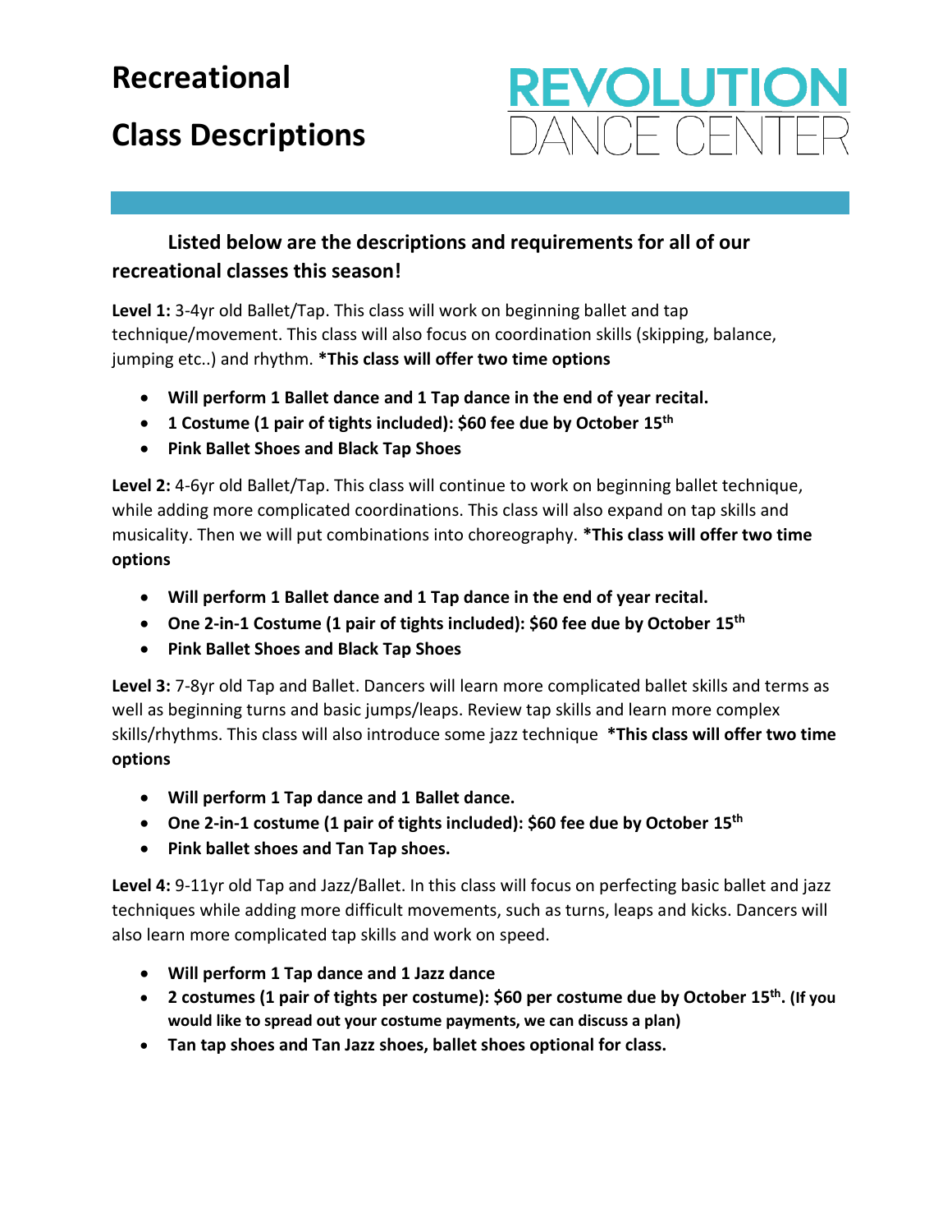# Recreational

# Class Descriptions

REVOLUTION DANCE CENTER

**Listed below are the descriptions and requirements for all of our recreational classes this season!**

**Level 1:** 3-4yr old Ballet/Tap. This class will work on beginning ballet and tap technique/movement. This class will also focus on coordination skills (skipping, balance, jumping etc..) and rhythm. ***This class will offer two time options**

- **Will perform 1 Ballet dance and 1 Tap dance in the end of year recital.**
- **1 Costume (1 pair of tights included): $60 fee due by October 15th**
- **Pink Ballet Shoes and Black Tap Shoes**

**Level 2:** 4-6yr old Ballet/Tap. This class will continue to work on beginning ballet technique, while adding more complicated coordinations. This class will also expand on tap skills and musicality. Then we will put combinations into choreography. ***This class will offer two time options**

- **Will perform 1 Ballet dance and 1 Tap dance in the end of year recital.**
- **One 2-in-1 Costume (1 pair of tights included): $60 fee due by October 15th**
- **Pink Ballet Shoes and Black Tap Shoes**

**Level 3:** 7-8yr old Tap and Ballet. Dancers will learn more complicated ballet skills and terms as well as beginning turns and basic jumps/leaps. Review tap skills and learn more complex skills/rhythms. This class will also introduce some jazz technique ***This class will offer two time options**

- **Will perform 1 Tap dance and 1 Ballet dance.**
- **One 2-in-1 costume (1 pair of tights included): $60 fee due by October 15th**
- **Pink ballet shoes and Tan Tap shoes.**

**Level 4:** 9-11yr old Tap and Jazz/Ballet. In this class will focus on perfecting basic ballet and jazz techniques while adding more difficult movements, such as turns, leaps and kicks. Dancers will also learn more complicated tap skills and work on speed.

- **Will perform 1 Tap dance and 1 Jazz dance**
- **2 costumes (1 pair of tights per costume): $60 per costume due by October 15th. (If you would like to spread out your costume payments, we can discuss a plan)**
- **Tan tap shoes and Tan Jazz shoes, ballet shoes optional for class.**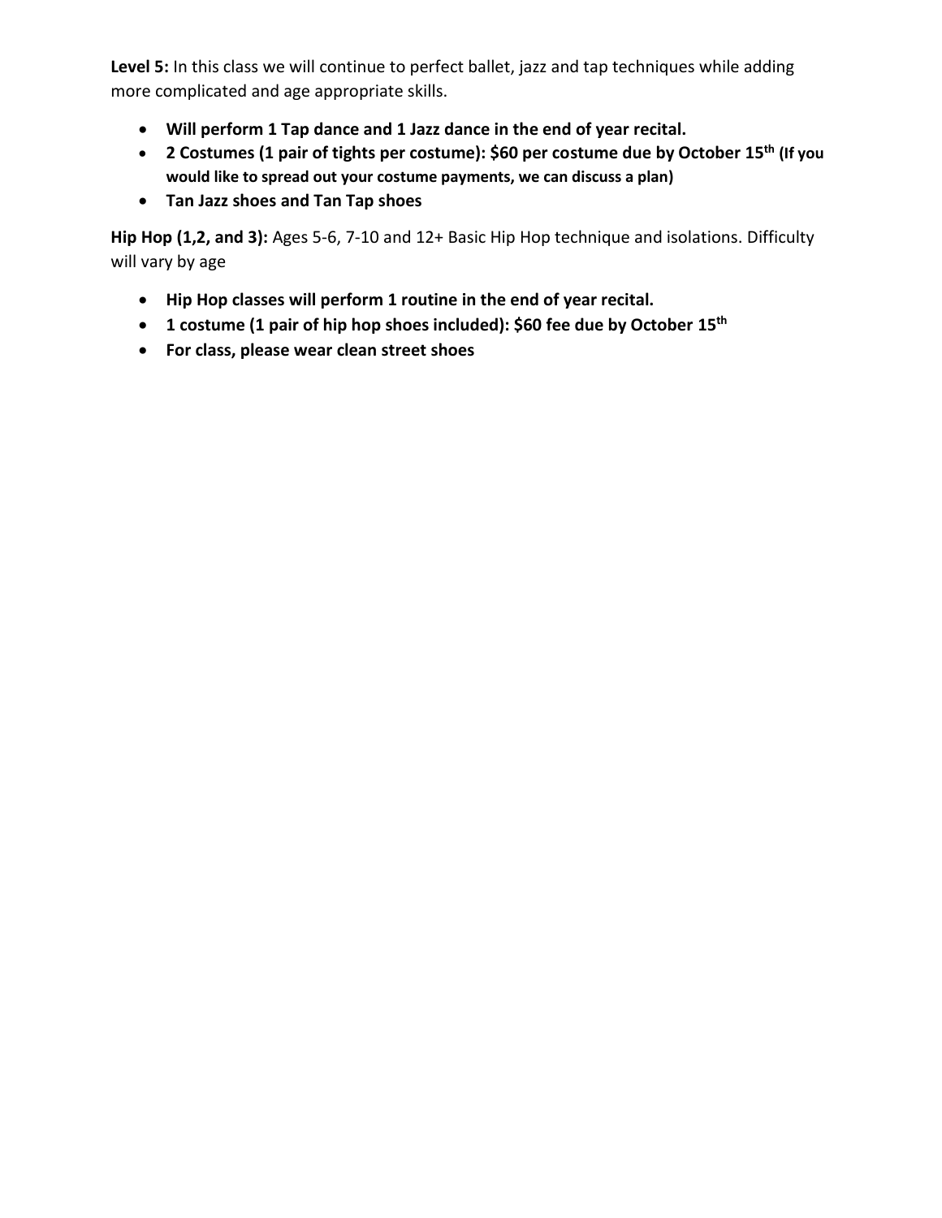**Level 5:** In this class we will continue to perfect ballet, jazz and tap techniques while adding more complicated and age appropriate skills.

- **Will perform 1 Tap dance and 1 Jazz dance in the end of year recital.**
- **2 Costumes (1 pair of tights per costume): $60 per costume due by October 15th (If you would like to spread out your costume payments, we can discuss a plan)**
- **Tan Jazz shoes and Tan Tap shoes**

**Hip Hop (1,2, and 3):** Ages 5-6, 7-10 and 12+ Basic Hip Hop technique and isolations. Difficulty will vary by age

- **Hip Hop classes will perform 1 routine in the end of year recital.**
- **1 costume (1 pair of hip hop shoes included): $60 fee due by October 15th**
- **For class, please wear clean street shoes**